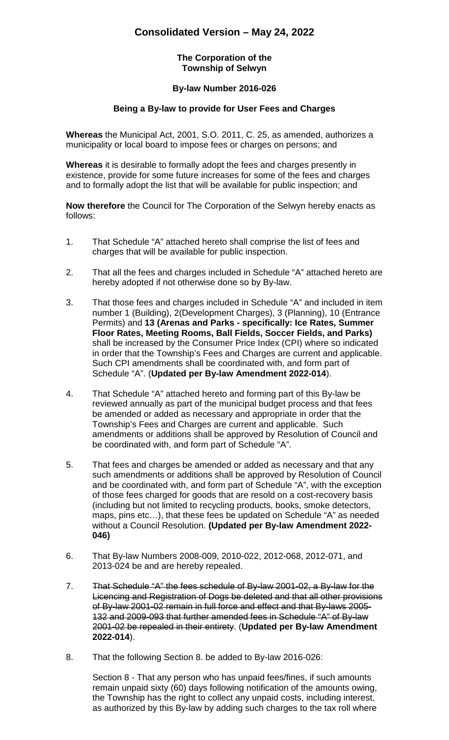# Consolidated Version – May 24, 2022

**The Corporation of the Township of Selwyn**

**By-law Number 2016-026**

**Being a By-law to provide for User Fees and Charges**

**Whereas** the Municipal Act, 2001, S.O. 2011, C. 25, as amended, authorizes a municipality or local board to impose fees or charges on persons; and

**Whereas** it is desirable to formally adopt the fees and charges presently in existence, provide for some future increases for some of the fees and charges and to formally adopt the list that will be available for public inspection; and

**Now therefore** the Council for The Corporation of the Selwyn hereby enacts as follows:

1. That Schedule "A" attached hereto shall comprise the list of fees and charges that will be available for public inspection.

2. That all the fees and charges included in Schedule "A" attached hereto are hereby adopted if not otherwise done so by By-law.

3. That those fees and charges included in Schedule "A" and included in item number 1 (Building), 2(Development Charges), 3 (Planning), 10 (Entrance Permits) and **13 (Arenas and Parks - specifically: Ice Rates, Summer Floor Rates, Meeting Rooms, Ball Fields, Soccer Fields, and Parks)** shall be increased by the Consumer Price Index (CPI) where so indicated in order that the Township's Fees and Charges are current and applicable. Such CPI amendments shall be coordinated with, and form part of Schedule "A". (**Updated per By-law Amendment 2022-014**).

4. That Schedule "A" attached hereto and forming part of this By-law be reviewed annually as part of the municipal budget process and that fees be amended or added as necessary and appropriate in order that the Township's Fees and Charges are current and applicable. Such amendments or additions shall be approved by Resolution of Council and be coordinated with, and form part of Schedule "A".

5. That fees and charges be amended or added as necessary and that any such amendments or additions shall be approved by Resolution of Council and be coordinated with, and form part of Schedule "A", with the exception of those fees charged for goods that are resold on a cost-recovery basis (including but not limited to recycling products, books, smoke detectors, maps, pins etc…), that these fees be updated on Schedule "A" as needed without a Council Resolution. **(Updated per By-law Amendment 2022-046)**

6. That By-law Numbers 2008-009, 2010-022, 2012-068, 2012-071, and 2013-024 be and are hereby repealed.

7. ~~That Schedule "A" the fees schedule of By-law 2001-02, a By-law for the Licencing and Registration of Dogs be deleted and that all other provisions of By-law 2001-02 remain in full force and effect and that By-laws 2005-132 and 2009-093 that further amended fees in Schedule "A" of By-law 2001-02 be repealed in their entirety~~. (**Updated per By-law Amendment 2022-014**).

8. That the following Section 8. be added to By-law 2016-026:

   Section 8 - That any person who has unpaid fees/fines, if such amounts remain unpaid sixty (60) days following notification of the amounts owing, the Township has the right to collect any unpaid costs, including interest, as authorized by this By-law by adding such charges to the tax roll where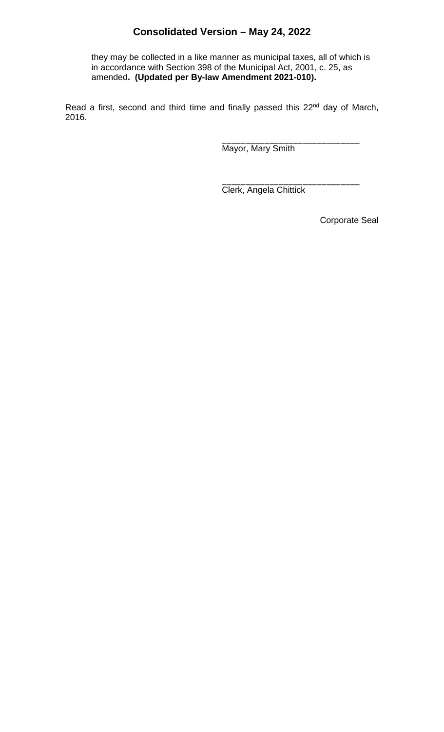# Consolidated Version – May 24, 2022

they may be collected in a like manner as municipal taxes, all of which is in accordance with Section 398 of the Municipal Act, 2001, c. 25, as amended**. (Updated per By-law Amendment 2021-010).**

Read a first, second and third time and finally passed this 22nd day of March, 2016.

___________________________
Mayor, Mary Smith

___________________________
Clerk, Angela Chittick

Corporate Seal